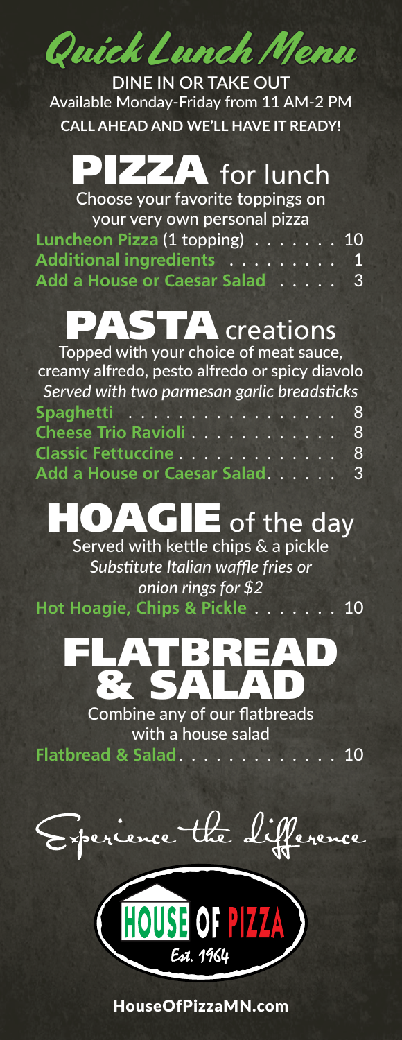# Quick Lunch Menu

**DINE IN OR TAKE OUT**

Available Monday-Friday from 11 AM-2 PM

**CALL AHEAD AND WE'LL HAVE IT READY!**

## PIZZA for lunch

Choose your favorite toppings on your very own personal pizza

**Luncheon Pizza** (1 topping) . . . . . . . 10

**Additional ingredients** . . . . . . . . . 1

**Add a House or Caesar Salad** . . . . . 3

## PASTA creations

Topped with your choice of meat sauce, creamy alfredo, pesto alfredo or spicy diavolo

*Served with two parmesan garlic breadsticks*

**Spaghetti** . . . . . . . . . . . . . . . . 8

**Cheese Trio Ravioli** . . . . . . . . . . . 8

**Classic Fettuccine** . . . . . . . . . . . . 8

**Add a House or Caesar Salad** . . . . . . 3

## HOAGIE of the day

Served with kettle chips & a pickle

*Substitute Italian waffle fries or onion rings for $2*

**Hot Hoagie, Chips & Pickle** . . . . . . . 10

## FLATBREAD & SALAD

Combine any of our flatbreads with a house salad

**Flatbread & Salad** . . . . . . . . . . . . . 10

Experience the difference

HOUSE OF PIZZA

Est. 1964

HouseOfPizzaMN.com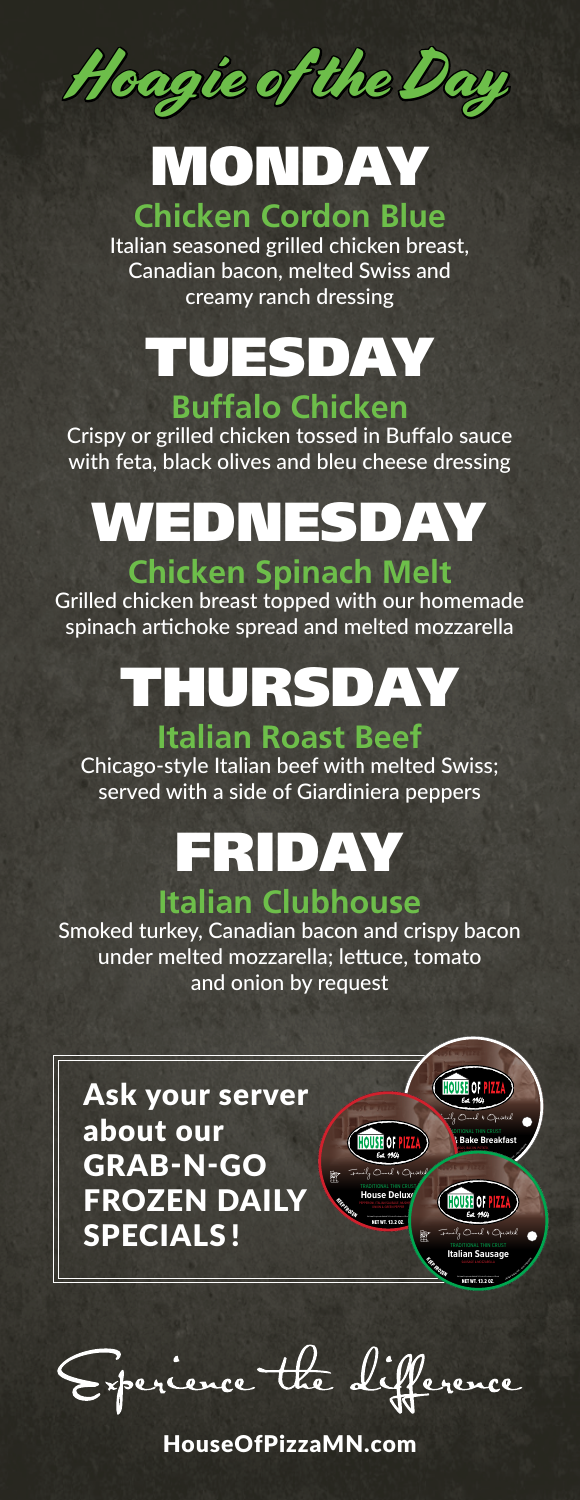# Hoagie of the Day

## MONDAY

### Chicken Cordon Blue

Italian seasoned grilled chicken breast, Canadian bacon, melted Swiss and creamy ranch dressing

## TUESDAY

### Buffalo Chicken

Crispy or grilled chicken tossed in Buffalo sauce with feta, black olives and bleu cheese dressing

## WEDNESDAY

### Chicken Spinach Melt

Grilled chicken breast topped with our homemade spinach artichoke spread and melted mozzarella

## THURSDAY

### Italian Roast Beef

Chicago-style Italian beef with melted Swiss; served with a side of Giardiniera peppers

## FRIDAY

### Italian Clubhouse

Smoked turkey, Canadian bacon and crispy bacon under melted mozzarella; lettuce, tomato and onion by request

**Ask your server about our GRAB-N-GO FROZEN DAILY SPECIALS!**

Experience the Difference

HouseOfPizzaMN.com